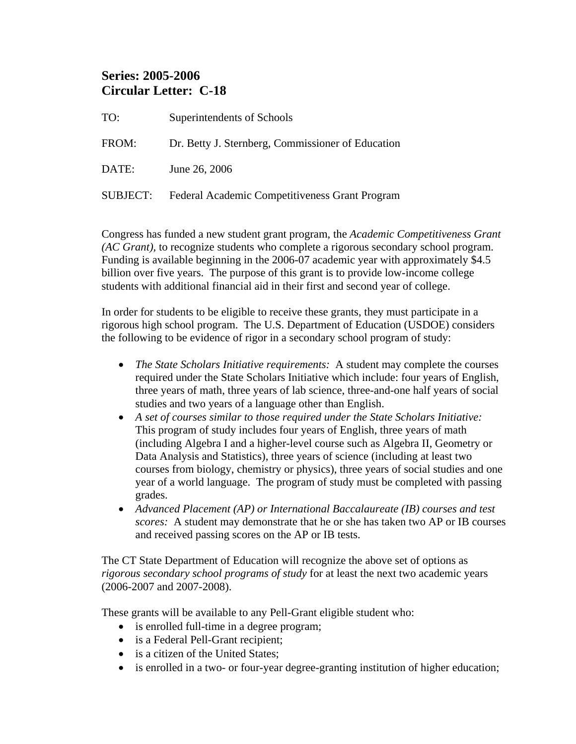**Series: 2005-2006**
**Circular Letter: C-18**

TO: Superintendents of Schools

FROM: Dr. Betty J. Sternberg, Commissioner of Education

DATE: June 26, 2006

SUBJECT: Federal Academic Competitiveness Grant Program

Congress has funded a new student grant program, the *Academic Competitiveness Grant (AC Grant),* to recognize students who complete a rigorous secondary school program. Funding is available beginning in the 2006-07 academic year with approximately $4.5 billion over five years. The purpose of this grant is to provide low-income college students with additional financial aid in their first and second year of college.

In order for students to be eligible to receive these grants, they must participate in a rigorous high school program. The U.S. Department of Education (USDOE) considers the following to be evidence of rigor in a secondary school program of study:

- *The State Scholars Initiative requirements:* A student may complete the courses required under the State Scholars Initiative which include: four years of English, three years of math, three years of lab science, three-and-one half years of social studies and two years of a language other than English.
- *A set of courses similar to those required under the State Scholars Initiative:* This program of study includes four years of English, three years of math (including Algebra I and a higher-level course such as Algebra II, Geometry or Data Analysis and Statistics), three years of science (including at least two courses from biology, chemistry or physics), three years of social studies and one year of a world language. The program of study must be completed with passing grades.
- *Advanced Placement (AP) or International Baccalaureate (IB) courses and test scores:* A student may demonstrate that he or she has taken two AP or IB courses and received passing scores on the AP or IB tests.

The CT State Department of Education will recognize the above set of options as *rigorous secondary school programs of study* for at least the next two academic years (2006-2007 and 2007-2008).

These grants will be available to any Pell-Grant eligible student who:

- is enrolled full-time in a degree program;
- is a Federal Pell-Grant recipient;
- is a citizen of the United States;
- is enrolled in a two- or four-year degree-granting institution of higher education;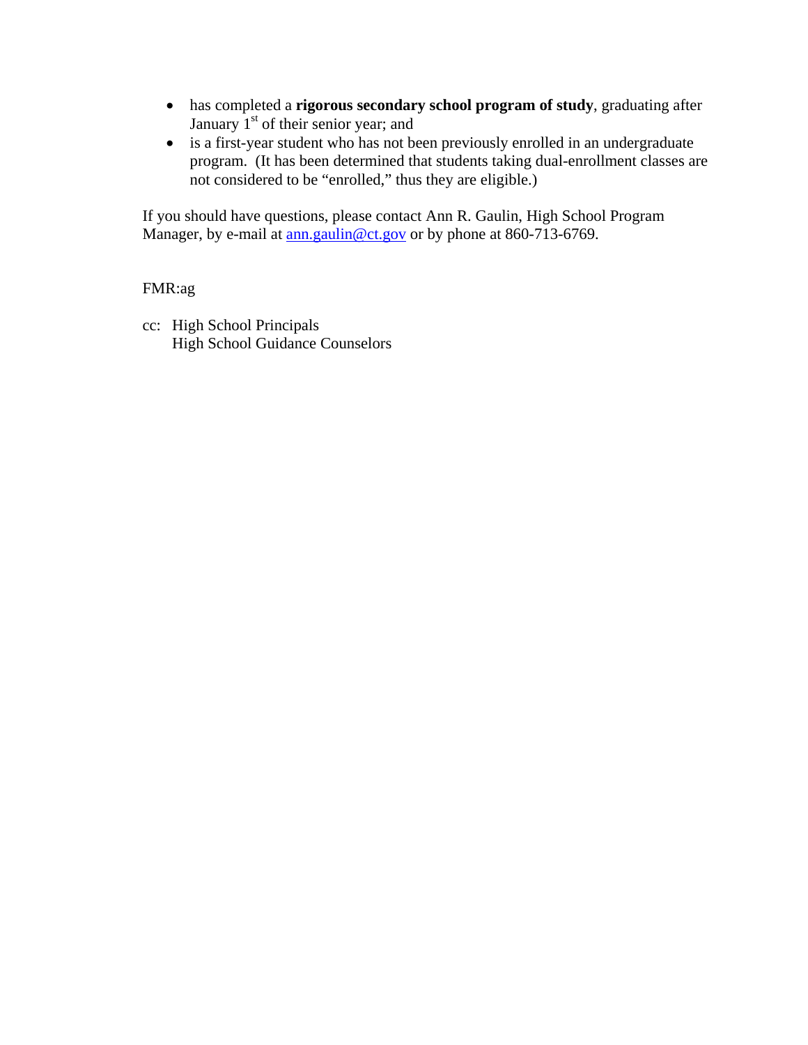- has completed a **rigorous secondary school program of study**, graduating after January 1st of their senior year; and
- is a first-year student who has not been previously enrolled in an undergraduate program. (It has been determined that students taking dual-enrollment classes are not considered to be "enrolled," thus they are eligible.)

If you should have questions, please contact Ann R. Gaulin, High School Program Manager, by e-mail at ann.gaulin@ct.gov or by phone at 860-713-6769.

FMR:ag

cc: High School Principals
High School Guidance Counselors